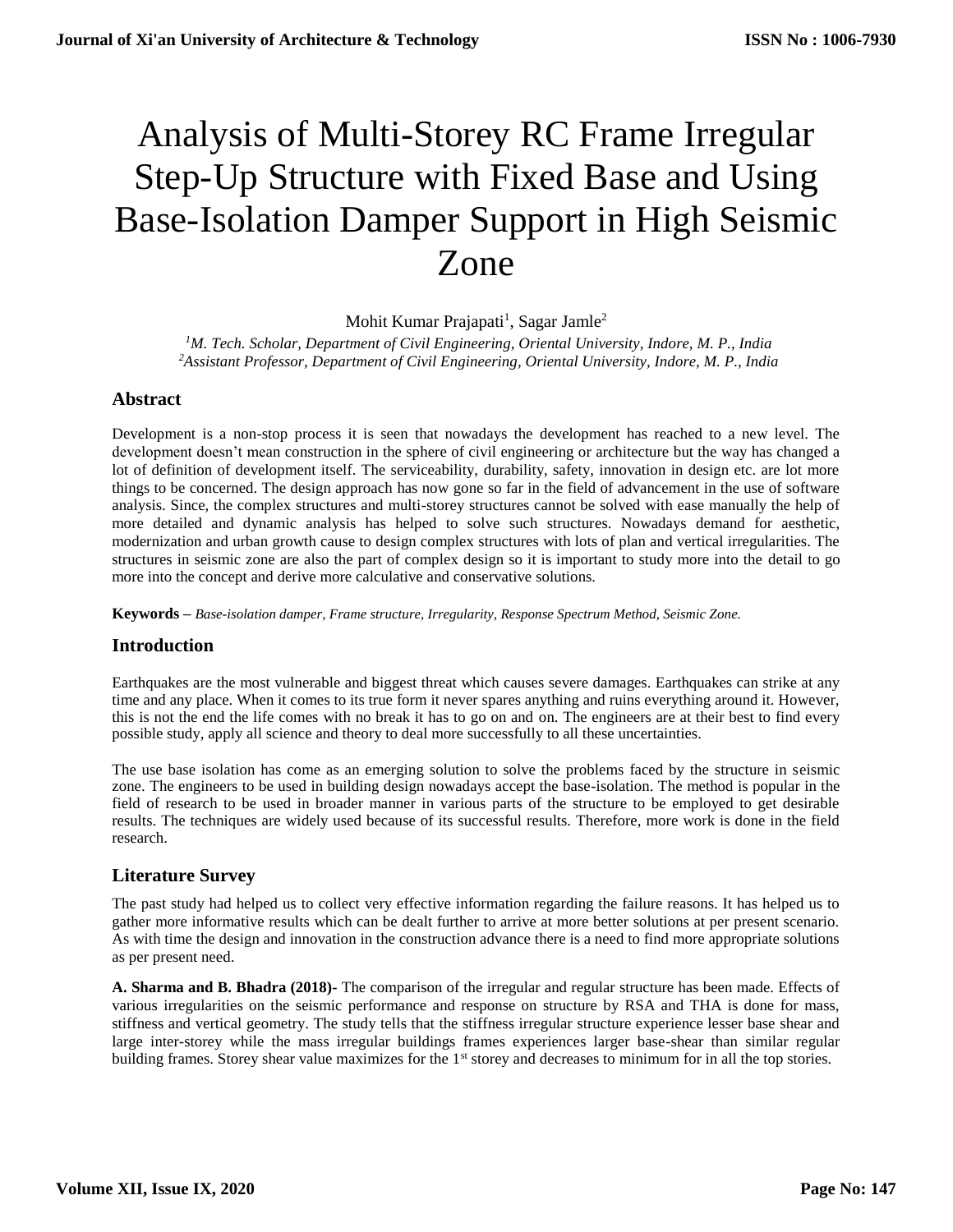# Analysis of Multi-Storey RC Frame Irregular Step-Up Structure with Fixed Base and Using Base-Isolation Damper Support in High Seismic Zone

Mohit Kumar Prajapati[1], Sagar Jamle[2]

[1]*M. Tech. Scholar, Department of Civil Engineering, Oriental University, Indore, M. P., India*
[2]*Assistant Professor, Department of Civil Engineering, Oriental University, Indore, M. P., India*

## Abstract

Development is a non-stop process it is seen that nowadays the development has reached to a new level. The development doesn't mean construction in the sphere of civil engineering or architecture but the way has changed a lot of definition of development itself. The serviceability, durability, safety, innovation in design etc. are lot more things to be concerned. The design approach has now gone so far in the field of advancement in the use of software analysis. Since, the complex structures and multi-storey structures cannot be solved with ease manually the help of more detailed and dynamic analysis has helped to solve such structures. Nowadays demand for aesthetic, modernization and urban growth cause to design complex structures with lots of plan and vertical irregularities. The structures in seismic zone are also the part of complex design so it is important to study more into the detail to go more into the concept and derive more calculative and conservative solutions.

**Keywords –** *Base-isolation damper, Frame structure, Irregularity, Response Spectrum Method, Seismic Zone.*

## Introduction

Earthquakes are the most vulnerable and biggest threat which causes severe damages. Earthquakes can strike at any time and any place. When it comes to its true form it never spares anything and ruins everything around it. However, this is not the end the life comes with no break it has to go on and on. The engineers are at their best to find every possible study, apply all science and theory to deal more successfully to all these uncertainties.

The use base isolation has come as an emerging solution to solve the problems faced by the structure in seismic zone. The engineers to be used in building design nowadays accept the base-isolation. The method is popular in the field of research to be used in broader manner in various parts of the structure to be employed to get desirable results. The techniques are widely used because of its successful results. Therefore, more work is done in the field research.

## Literature Survey

The past study had helped us to collect very effective information regarding the failure reasons. It has helped us to gather more informative results which can be dealt further to arrive at more better solutions at per present scenario. As with time the design and innovation in the construction advance there is a need to find more appropriate solutions as per present need.

**A. Sharma and B. Bhadra (2018)-** The comparison of the irregular and regular structure has been made. Effects of various irregularities on the seismic performance and response on structure by RSA and THA is done for mass, stiffness and vertical geometry. The study tells that the stiffness irregular structure experience lesser base shear and large inter-storey while the mass irregular buildings frames experiences larger base-shear than similar regular building frames. Storey shear value maximizes for the 1st storey and decreases to minimum for in all the top stories.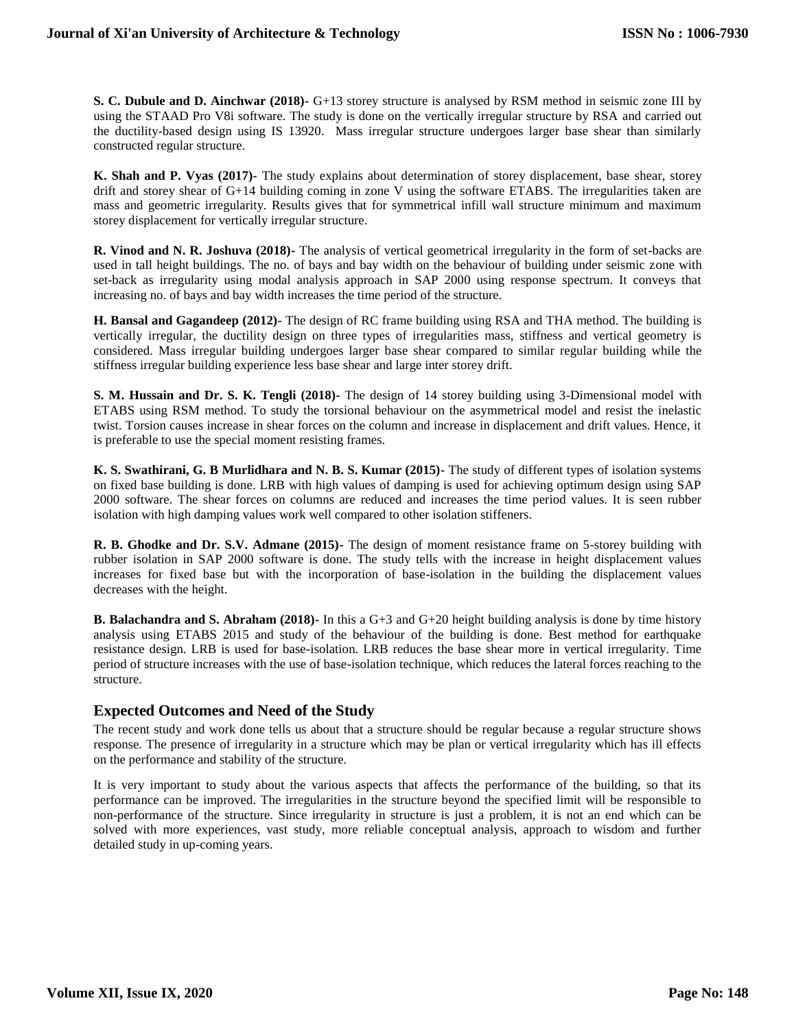**S. C. Dubule and D. Ainchwar (2018)-** G+13 storey structure is analysed by RSM method in seismic zone III by using the STAAD Pro V8i software. The study is done on the vertically irregular structure by RSA and carried out the ductility-based design using IS 13920. Mass irregular structure undergoes larger base shear than similarly constructed regular structure.

**K. Shah and P. Vyas (2017)-** The study explains about determination of storey displacement, base shear, storey drift and storey shear of G+14 building coming in zone V using the software ETABS. The irregularities taken are mass and geometric irregularity. Results gives that for symmetrical infill wall structure minimum and maximum storey displacement for vertically irregular structure.

**R. Vinod and N. R. Joshuva (2018)-** The analysis of vertical geometrical irregularity in the form of set-backs are used in tall height buildings. The no. of bays and bay width on the behaviour of building under seismic zone with set-back as irregularity using modal analysis approach in SAP 2000 using response spectrum. It conveys that increasing no. of bays and bay width increases the time period of the structure.

**H. Bansal and Gagandeep (2012)-** The design of RC frame building using RSA and THA method. The building is vertically irregular, the ductility design on three types of irregularities mass, stiffness and vertical geometry is considered. Mass irregular building undergoes larger base shear compared to similar regular building while the stiffness irregular building experience less base shear and large inter storey drift.

**S. M. Hussain and Dr. S. K. Tengli (2018)-** The design of 14 storey building using 3-Dimensional model with ETABS using RSM method. To study the torsional behaviour on the asymmetrical model and resist the inelastic twist. Torsion causes increase in shear forces on the column and increase in displacement and drift values. Hence, it is preferable to use the special moment resisting frames.

**K. S. Swathirani, G. B Murlidhara and N. B. S. Kumar (2015)-** The study of different types of isolation systems on fixed base building is done. LRB with high values of damping is used for achieving optimum design using SAP 2000 software. The shear forces on columns are reduced and increases the time period values. It is seen rubber isolation with high damping values work well compared to other isolation stiffeners.

**R. B. Ghodke and Dr. S.V. Admane (2015)-** The design of moment resistance frame on 5-storey building with rubber isolation in SAP 2000 software is done. The study tells with the increase in height displacement values increases for fixed base but with the incorporation of base-isolation in the building the displacement values decreases with the height.

**B. Balachandra and S. Abraham (2018)-** In this a G+3 and G+20 height building analysis is done by time history analysis using ETABS 2015 and study of the behaviour of the building is done. Best method for earthquake resistance design. LRB is used for base-isolation. LRB reduces the base shear more in vertical irregularity. Time period of structure increases with the use of base-isolation technique, which reduces the lateral forces reaching to the structure.

## Expected Outcomes and Need of the Study

The recent study and work done tells us about that a structure should be regular because a regular structure shows response. The presence of irregularity in a structure which may be plan or vertical irregularity which has ill effects on the performance and stability of the structure.

It is very important to study about the various aspects that affects the performance of the building, so that its performance can be improved. The irregularities in the structure beyond the specified limit will be responsible to non-performance of the structure. Since irregularity in structure is just a problem, it is not an end which can be solved with more experiences, vast study, more reliable conceptual analysis, approach to wisdom and further detailed study in up-coming years.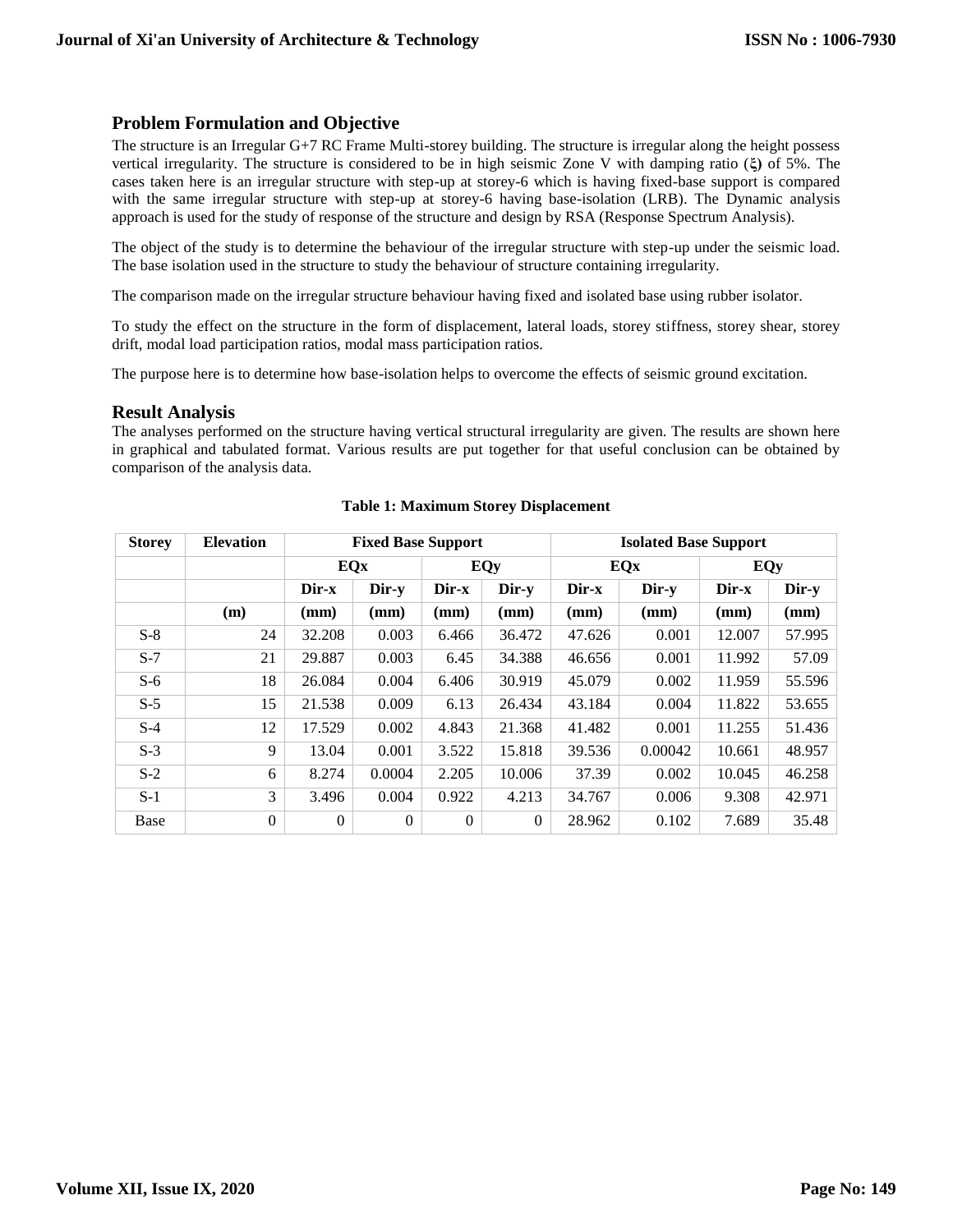## Problem Formulation and Objective

The structure is an Irregular G+7 RC Frame Multi-storey building. The structure is irregular along the height possess vertical irregularity. The structure is considered to be in high seismic Zone V with damping ratio (**ξ)** of 5%. The cases taken here is an irregular structure with step-up at storey-6 which is having fixed-base support is compared with the same irregular structure with step-up at storey-6 having base-isolation (LRB). The Dynamic analysis approach is used for the study of response of the structure and design by RSA (Response Spectrum Analysis).

The object of the study is to determine the behaviour of the irregular structure with step-up under the seismic load. The base isolation used in the structure to study the behaviour of structure containing irregularity.

The comparison made on the irregular structure behaviour having fixed and isolated base using rubber isolator.

To study the effect on the structure in the form of displacement, lateral loads, storey stiffness, storey shear, storey drift, modal load participation ratios, modal mass participation ratios.

The purpose here is to determine how base-isolation helps to overcome the effects of seismic ground excitation.

## Result Analysis

The analyses performed on the structure having vertical structural irregularity are given. The results are shown here in graphical and tabulated format. Various results are put together for that useful conclusion can be obtained by comparison of the analysis data.

**Table 1: Maximum Storey Displacement**

| Storey | Elevation | Fixed Base Support | | | | Isolated Base Support | | | |
|---|---|---|---|---|---|---|---|---|---|
| | | EQx | | EQy | | EQx | | EQy | |
| | | Dir-x | Dir-y | Dir-x | Dir-y | Dir-x | Dir-y | Dir-x | Dir-y |
| | (m) | (mm) | (mm) | (mm) | (mm) | (mm) | (mm) | (mm) | (mm) |
| S-8 | 24 | 32.208 | 0.003 | 6.466 | 36.472 | 47.626 | 0.001 | 12.007 | 57.995 |
| S-7 | 21 | 29.887 | 0.003 | 6.45 | 34.388 | 46.656 | 0.001 | 11.992 | 57.09 |
| S-6 | 18 | 26.084 | 0.004 | 6.406 | 30.919 | 45.079 | 0.002 | 11.959 | 55.596 |
| S-5 | 15 | 21.538 | 0.009 | 6.13 | 26.434 | 43.184 | 0.004 | 11.822 | 53.655 |
| S-4 | 12 | 17.529 | 0.002 | 4.843 | 21.368 | 41.482 | 0.001 | 11.255 | 51.436 |
| S-3 | 9 | 13.04 | 0.001 | 3.522 | 15.818 | 39.536 | 0.00042 | 10.661 | 48.957 |
| S-2 | 6 | 8.274 | 0.0004 | 2.205 | 10.006 | 37.39 | 0.002 | 10.045 | 46.258 |
| S-1 | 3 | 3.496 | 0.004 | 0.922 | 4.213 | 34.767 | 0.006 | 9.308 | 42.971 |
| Base | 0 | 0 | 0 | 0 | 0 | 28.962 | 0.102 | 7.689 | 35.48 |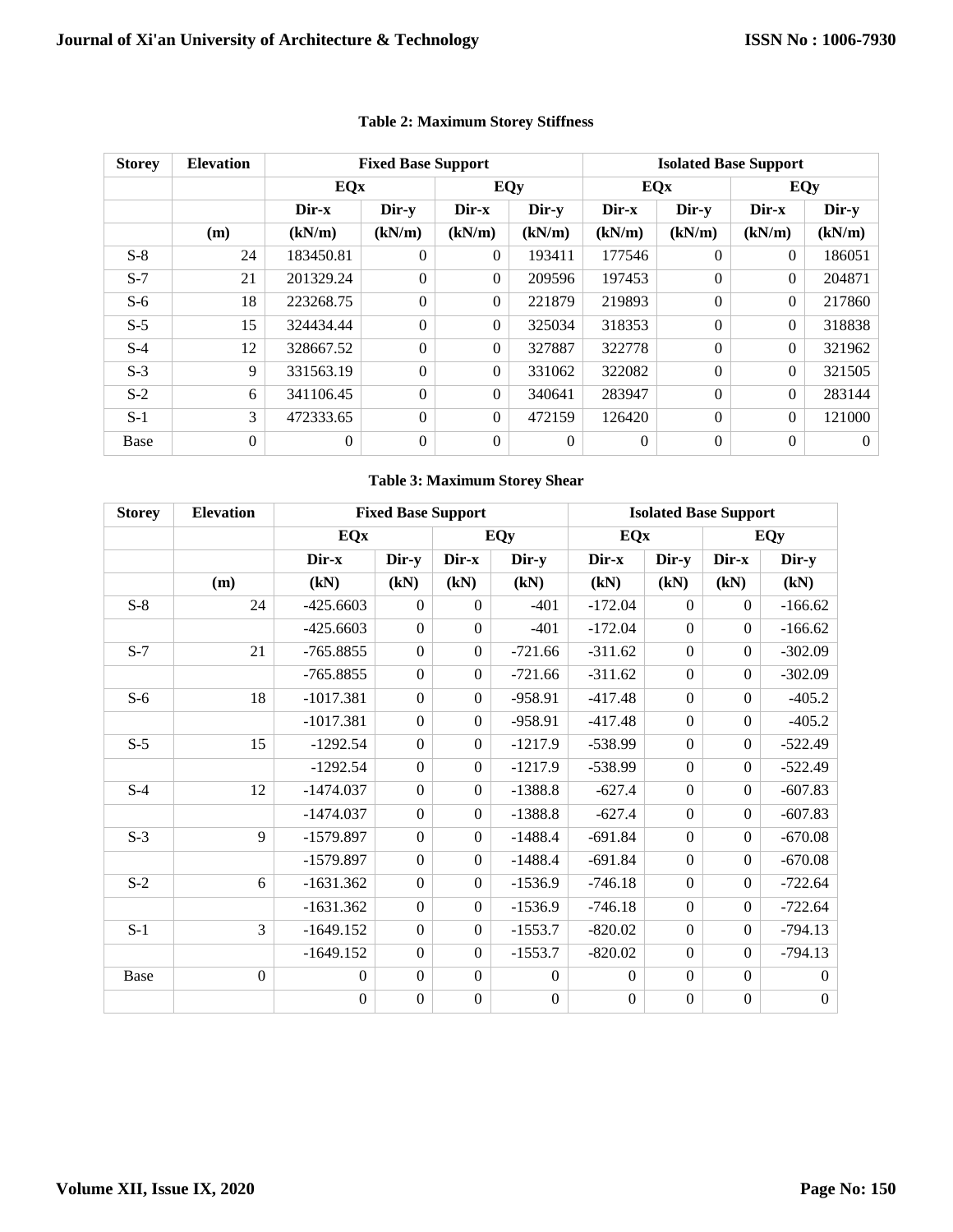**Table 2: Maximum Storey Stiffness**

| Storey | Elevation | Fixed Base Support | | | | Isolated Base Support | | | |
|---|---|---|---|---|---|---|---|---|---|
| | | EQx | | EQy | | EQx | | EQy | |
| | | Dir-x | Dir-y | Dir-x | Dir-y | Dir-x | Dir-y | Dir-x | Dir-y |
| | (m) | (kN/m) | (kN/m) | (kN/m) | (kN/m) | (kN/m) | (kN/m) | (kN/m) | (kN/m) |
| S-8 | 24 | 183450.81 | 0 | 0 | 193411 | 177546 | 0 | 0 | 186051 |
| S-7 | 21 | 201329.24 | 0 | 0 | 209596 | 197453 | 0 | 0 | 204871 |
| S-6 | 18 | 223268.75 | 0 | 0 | 221879 | 219893 | 0 | 0 | 217860 |
| S-5 | 15 | 324434.44 | 0 | 0 | 325034 | 318353 | 0 | 0 | 318838 |
| S-4 | 12 | 328667.52 | 0 | 0 | 327887 | 322778 | 0 | 0 | 321962 |
| S-3 | 9 | 331563.19 | 0 | 0 | 331062 | 322082 | 0 | 0 | 321505 |
| S-2 | 6 | 341106.45 | 0 | 0 | 340641 | 283947 | 0 | 0 | 283144 |
| S-1 | 3 | 472333.65 | 0 | 0 | 472159 | 126420 | 0 | 0 | 121000 |
| Base | 0 | 0 | 0 | 0 | 0 | 0 | 0 | 0 | 0 |

**Table 3: Maximum Storey Shear**

| Storey | Elevation | Fixed Base Support | | | | Isolated Base Support | | | |
|---|---|---|---|---|---|---|---|---|---|
| | | EQx | | EQy | | EQx | | EQy | |
| | | Dir-x | Dir-y | Dir-x | Dir-y | Dir-x | Dir-y | Dir-x | Dir-y |
| | (m) | (kN) | (kN) | (kN) | (kN) | (kN) | (kN) | (kN) | (kN) |
| S-8 | 24 | -425.6603 | 0 | 0 | -401 | -172.04 | 0 | 0 | -166.62 |
| | | -425.6603 | 0 | 0 | -401 | -172.04 | 0 | 0 | -166.62 |
| S-7 | 21 | -765.8855 | 0 | 0 | -721.66 | -311.62 | 0 | 0 | -302.09 |
| | | -765.8855 | 0 | 0 | -721.66 | -311.62 | 0 | 0 | -302.09 |
| S-6 | 18 | -1017.381 | 0 | 0 | -958.91 | -417.48 | 0 | 0 | -405.2 |
| | | -1017.381 | 0 | 0 | -958.91 | -417.48 | 0 | 0 | -405.2 |
| S-5 | 15 | -1292.54 | 0 | 0 | -1217.9 | -538.99 | 0 | 0 | -522.49 |
| | | -1292.54 | 0 | 0 | -1217.9 | -538.99 | 0 | 0 | -522.49 |
| S-4 | 12 | -1474.037 | 0 | 0 | -1388.8 | -627.4 | 0 | 0 | -607.83 |
| | | -1474.037 | 0 | 0 | -1388.8 | -627.4 | 0 | 0 | -607.83 |
| S-3 | 9 | -1579.897 | 0 | 0 | -1488.4 | -691.84 | 0 | 0 | -670.08 |
| | | -1579.897 | 0 | 0 | -1488.4 | -691.84 | 0 | 0 | -670.08 |
| S-2 | 6 | -1631.362 | 0 | 0 | -1536.9 | -746.18 | 0 | 0 | -722.64 |
| | | -1631.362 | 0 | 0 | -1536.9 | -746.18 | 0 | 0 | -722.64 |
| S-1 | 3 | -1649.152 | 0 | 0 | -1553.7 | -820.02 | 0 | 0 | -794.13 |
| | | -1649.152 | 0 | 0 | -1553.7 | -820.02 | 0 | 0 | -794.13 |
| Base | 0 | 0 | 0 | 0 | 0 | 0 | 0 | 0 | 0 |
| | | 0 | 0 | 0 | 0 | 0 | 0 | 0 | 0 |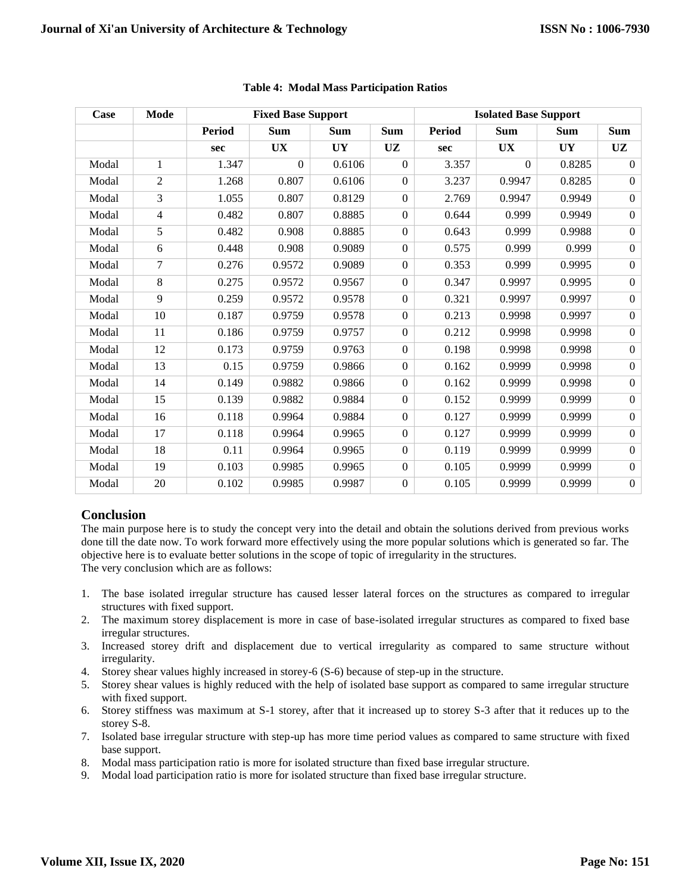**Table 4: Modal Mass Participation Ratios**

| Case | Mode | Fixed Base Support | | | | Isolated Base Support | | | |
|---|---|---|---|---|---|---|---|---|---|
| | | Period | Sum | Sum | Sum | Period | Sum | Sum | Sum |
| | | sec | UX | UY | UZ | sec | UX | UY | UZ |
| Modal | 1 | 1.347 | 0 | 0.6106 | 0 | 3.357 | 0 | 0.8285 | 0 |
| Modal | 2 | 1.268 | 0.807 | 0.6106 | 0 | 3.237 | 0.9947 | 0.8285 | 0 |
| Modal | 3 | 1.055 | 0.807 | 0.8129 | 0 | 2.769 | 0.9947 | 0.9949 | 0 |
| Modal | 4 | 0.482 | 0.807 | 0.8885 | 0 | 0.644 | 0.999 | 0.9949 | 0 |
| Modal | 5 | 0.482 | 0.908 | 0.8885 | 0 | 0.643 | 0.999 | 0.9988 | 0 |
| Modal | 6 | 0.448 | 0.908 | 0.9089 | 0 | 0.575 | 0.999 | 0.999 | 0 |
| Modal | 7 | 0.276 | 0.9572 | 0.9089 | 0 | 0.353 | 0.999 | 0.9995 | 0 |
| Modal | 8 | 0.275 | 0.9572 | 0.9567 | 0 | 0.347 | 0.9997 | 0.9995 | 0 |
| Modal | 9 | 0.259 | 0.9572 | 0.9578 | 0 | 0.321 | 0.9997 | 0.9997 | 0 |
| Modal | 10 | 0.187 | 0.9759 | 0.9578 | 0 | 0.213 | 0.9998 | 0.9997 | 0 |
| Modal | 11 | 0.186 | 0.9759 | 0.9757 | 0 | 0.212 | 0.9998 | 0.9998 | 0 |
| Modal | 12 | 0.173 | 0.9759 | 0.9763 | 0 | 0.198 | 0.9998 | 0.9998 | 0 |
| Modal | 13 | 0.15 | 0.9759 | 0.9866 | 0 | 0.162 | 0.9999 | 0.9998 | 0 |
| Modal | 14 | 0.149 | 0.9882 | 0.9866 | 0 | 0.162 | 0.9999 | 0.9998 | 0 |
| Modal | 15 | 0.139 | 0.9882 | 0.9884 | 0 | 0.152 | 0.9999 | 0.9999 | 0 |
| Modal | 16 | 0.118 | 0.9964 | 0.9884 | 0 | 0.127 | 0.9999 | 0.9999 | 0 |
| Modal | 17 | 0.118 | 0.9964 | 0.9965 | 0 | 0.127 | 0.9999 | 0.9999 | 0 |
| Modal | 18 | 0.11 | 0.9964 | 0.9965 | 0 | 0.119 | 0.9999 | 0.9999 | 0 |
| Modal | 19 | 0.103 | 0.9985 | 0.9965 | 0 | 0.105 | 0.9999 | 0.9999 | 0 |
| Modal | 20 | 0.102 | 0.9985 | 0.9987 | 0 | 0.105 | 0.9999 | 0.9999 | 0 |

## Conclusion

The main purpose here is to study the concept very into the detail and obtain the solutions derived from previous works done till the date now. To work forward more effectively using the more popular solutions which is generated so far. The objective here is to evaluate better solutions in the scope of topic of irregularity in the structures.
The very conclusion which are as follows:

1. The base isolated irregular structure has caused lesser lateral forces on the structures as compared to irregular structures with fixed support.
2. The maximum storey displacement is more in case of base-isolated irregular structures as compared to fixed base irregular structures.
3. Increased storey drift and displacement due to vertical irregularity as compared to same structure without irregularity.
4. Storey shear values highly increased in storey-6 (S-6) because of step-up in the structure.
5. Storey shear values is highly reduced with the help of isolated base support as compared to same irregular structure with fixed support.
6. Storey stiffness was maximum at S-1 storey, after that it increased up to storey S-3 after that it reduces up to the storey S-8.
7. Isolated base irregular structure with step-up has more time period values as compared to same structure with fixed base support.
8. Modal mass participation ratio is more for isolated structure than fixed base irregular structure.
9. Modal load participation ratio is more for isolated structure than fixed base irregular structure.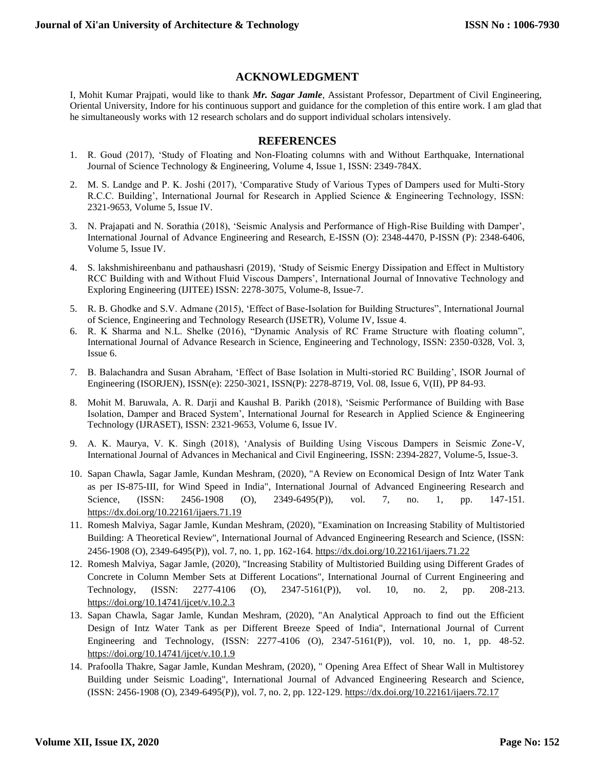## ACKNOWLEDGMENT

I, Mohit Kumar Prajpati, would like to thank ***Mr. Sagar Jamle***, Assistant Professor, Department of Civil Engineering, Oriental University, Indore for his continuous support and guidance for the completion of this entire work. I am glad that he simultaneously works with 12 research scholars and do support individual scholars intensively.

## REFERENCES

1. R. Goud (2017), 'Study of Floating and Non-Floating columns with and Without Earthquake, International Journal of Science Technology & Engineering, Volume 4, Issue 1, ISSN: 2349-784X.
2. M. S. Landge and P. K. Joshi (2017), 'Comparative Study of Various Types of Dampers used for Multi-Story R.C.C. Building', International Journal for Research in Applied Science & Engineering Technology, ISSN: 2321-9653, Volume 5, Issue IV.
3. N. Prajapati and N. Sorathia (2018), 'Seismic Analysis and Performance of High-Rise Building with Damper', International Journal of Advance Engineering and Research, E-ISSN (O): 2348-4470, P-ISSN (P): 2348-6406, Volume 5, Issue IV.
4. S. lakshmishireenbanu and pathaushasri (2019), 'Study of Seismic Energy Dissipation and Effect in Multistory RCC Building with and Without Fluid Viscous Dampers', International Journal of Innovative Technology and Exploring Engineering (IJITEE) ISSN: 2278-3075, Volume-8, Issue-7.
5. R. B. Ghodke and S.V. Admane (2015), 'Effect of Base-Isolation for Building Structures", International Journal of Science, Engineering and Technology Research (IJSETR), Volume IV, Issue 4.
6. R. K Sharma and N.L. Shelke (2016), "Dynamic Analysis of RC Frame Structure with floating column", International Journal of Advance Research in Science, Engineering and Technology, ISSN: 2350-0328, Vol. 3, Issue 6.
7. B. Balachandra and Susan Abraham, 'Effect of Base Isolation in Multi-storied RC Building', ISOR Journal of Engineering (ISORJEN), ISSN(e): 2250-3021, ISSN(P): 2278-8719, Vol. 08, Issue 6, V(II), PP 84-93.
8. Mohit M. Baruwala, A. R. Darji and Kaushal B. Parikh (2018), 'Seismic Performance of Building with Base Isolation, Damper and Braced System', International Journal for Research in Applied Science & Engineering Technology (IJRASET), ISSN: 2321-9653, Volume 6, Issue IV.
9. A. K. Maurya, V. K. Singh (2018), 'Analysis of Building Using Viscous Dampers in Seismic Zone-V, International Journal of Advances in Mechanical and Civil Engineering, ISSN: 2394-2827, Volume-5, Issue-3.
10. Sapan Chawla, Sagar Jamle, Kundan Meshram, (2020), "A Review on Economical Design of Intz Water Tank as per IS-875-III, for Wind Speed in India", International Journal of Advanced Engineering Research and Science, (ISSN: 2456-1908 (O), 2349-6495(P)), vol. 7, no. 1, pp. 147-151. https://dx.doi.org/10.22161/ijaers.71.19
11. Romesh Malviya, Sagar Jamle, Kundan Meshram, (2020), "Examination on Increasing Stability of Multistoried Building: A Theoretical Review", International Journal of Advanced Engineering Research and Science, (ISSN: 2456-1908 (O), 2349-6495(P)), vol. 7, no. 1, pp. 162-164. https://dx.doi.org/10.22161/ijaers.71.22
12. Romesh Malviya, Sagar Jamle, (2020), "Increasing Stability of Multistoried Building using Different Grades of Concrete in Column Member Sets at Different Locations", International Journal of Current Engineering and Technology, (ISSN: 2277-4106 (O), 2347-5161(P)), vol. 10, no. 2, pp. 208-213. https://doi.org/10.14741/ijcet/v.10.2.3
13. Sapan Chawla, Sagar Jamle, Kundan Meshram, (2020), "An Analytical Approach to find out the Efficient Design of Intz Water Tank as per Different Breeze Speed of India", International Journal of Current Engineering and Technology, (ISSN: 2277-4106 (O), 2347-5161(P)), vol. 10, no. 1, pp. 48-52. https://doi.org/10.14741/ijcet/v.10.1.9
14. Prafoolla Thakre, Sagar Jamle, Kundan Meshram, (2020), " Opening Area Effect of Shear Wall in Multistorey Building under Seismic Loading", International Journal of Advanced Engineering Research and Science, (ISSN: 2456-1908 (O), 2349-6495(P)), vol. 7, no. 2, pp. 122-129. https://dx.doi.org/10.22161/ijaers.72.17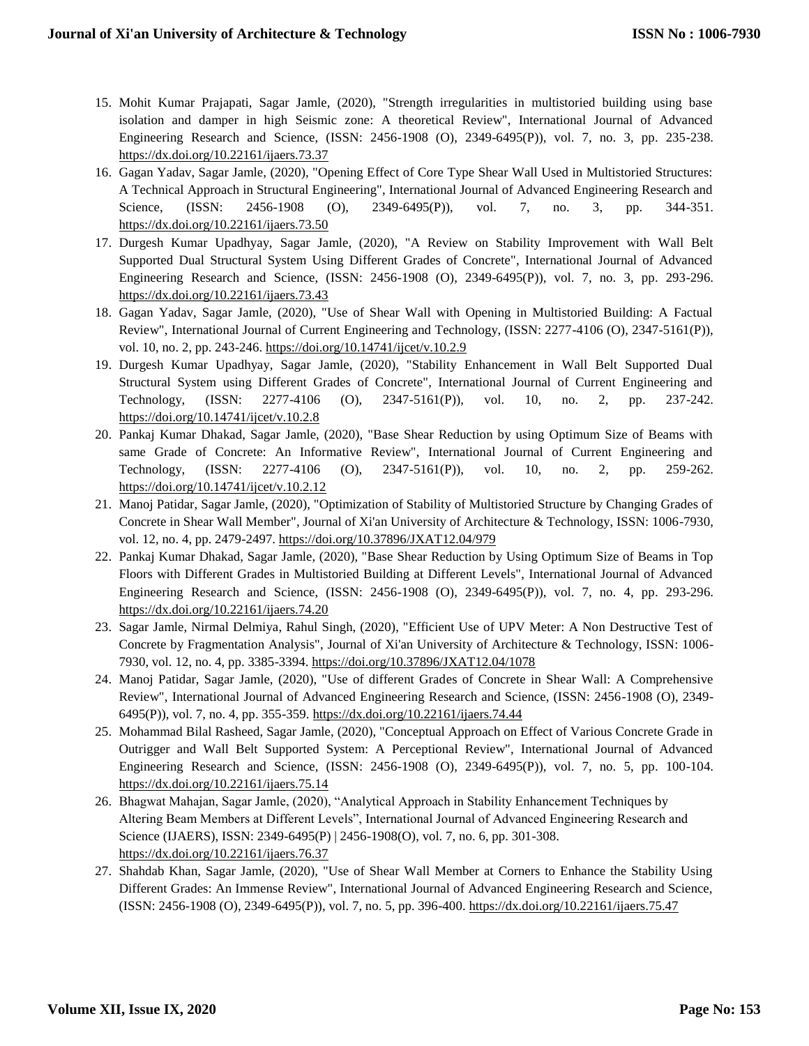15. Mohit Kumar Prajapati, Sagar Jamle, (2020), "Strength irregularities in multistoried building using base isolation and damper in high Seismic zone: A theoretical Review", International Journal of Advanced Engineering Research and Science, (ISSN: 2456-1908 (O), 2349-6495(P)), vol. 7, no. 3, pp. 235-238. https://dx.doi.org/10.22161/ijaers.73.37
16. Gagan Yadav, Sagar Jamle, (2020), "Opening Effect of Core Type Shear Wall Used in Multistoried Structures: A Technical Approach in Structural Engineering", International Journal of Advanced Engineering Research and Science, (ISSN: 2456-1908 (O), 2349-6495(P)), vol. 7, no. 3, pp. 344-351. https://dx.doi.org/10.22161/ijaers.73.50
17. Durgesh Kumar Upadhyay, Sagar Jamle, (2020), "A Review on Stability Improvement with Wall Belt Supported Dual Structural System Using Different Grades of Concrete", International Journal of Advanced Engineering Research and Science, (ISSN: 2456-1908 (O), 2349-6495(P)), vol. 7, no. 3, pp. 293-296. https://dx.doi.org/10.22161/ijaers.73.43
18. Gagan Yadav, Sagar Jamle, (2020), "Use of Shear Wall with Opening in Multistoried Building: A Factual Review", International Journal of Current Engineering and Technology, (ISSN: 2277-4106 (O), 2347-5161(P)), vol. 10, no. 2, pp. 243-246. https://doi.org/10.14741/ijcet/v.10.2.9
19. Durgesh Kumar Upadhyay, Sagar Jamle, (2020), "Stability Enhancement in Wall Belt Supported Dual Structural System using Different Grades of Concrete", International Journal of Current Engineering and Technology, (ISSN: 2277-4106 (O), 2347-5161(P)), vol. 10, no. 2, pp. 237-242. https://doi.org/10.14741/ijcet/v.10.2.8
20. Pankaj Kumar Dhakad, Sagar Jamle, (2020), "Base Shear Reduction by using Optimum Size of Beams with same Grade of Concrete: An Informative Review", International Journal of Current Engineering and Technology, (ISSN: 2277-4106 (O), 2347-5161(P)), vol. 10, no. 2, pp. 259-262. https://doi.org/10.14741/ijcet/v.10.2.12
21. Manoj Patidar, Sagar Jamle, (2020), "Optimization of Stability of Multistoried Structure by Changing Grades of Concrete in Shear Wall Member", Journal of Xi'an University of Architecture & Technology, ISSN: 1006-7930, vol. 12, no. 4, pp. 2479-2497. https://doi.org/10.37896/JXAT12.04/979
22. Pankaj Kumar Dhakad, Sagar Jamle, (2020), "Base Shear Reduction by Using Optimum Size of Beams in Top Floors with Different Grades in Multistoried Building at Different Levels", International Journal of Advanced Engineering Research and Science, (ISSN: 2456-1908 (O), 2349-6495(P)), vol. 7, no. 4, pp. 293-296. https://dx.doi.org/10.22161/ijaers.74.20
23. Sagar Jamle, Nirmal Delmiya, Rahul Singh, (2020), "Efficient Use of UPV Meter: A Non Destructive Test of Concrete by Fragmentation Analysis", Journal of Xi'an University of Architecture & Technology, ISSN: 1006-7930, vol. 12, no. 4, pp. 3385-3394. https://doi.org/10.37896/JXAT12.04/1078
24. Manoj Patidar, Sagar Jamle, (2020), "Use of different Grades of Concrete in Shear Wall: A Comprehensive Review", International Journal of Advanced Engineering Research and Science, (ISSN: 2456-1908 (O), 2349-6495(P)), vol. 7, no. 4, pp. 355-359. https://dx.doi.org/10.22161/ijaers.74.44
25. Mohammad Bilal Rasheed, Sagar Jamle, (2020), "Conceptual Approach on Effect of Various Concrete Grade in Outrigger and Wall Belt Supported System: A Perceptional Review", International Journal of Advanced Engineering Research and Science, (ISSN: 2456-1908 (O), 2349-6495(P)), vol. 7, no. 5, pp. 100-104. https://dx.doi.org/10.22161/ijaers.75.14
26. Bhagwat Mahajan, Sagar Jamle, (2020), "Analytical Approach in Stability Enhancement Techniques by Altering Beam Members at Different Levels", International Journal of Advanced Engineering Research and Science (IJAERS), ISSN: 2349-6495(P) | 2456-1908(O), vol. 7, no. 6, pp. 301-308. https://dx.doi.org/10.22161/ijaers.76.37
27. Shahdab Khan, Sagar Jamle, (2020), "Use of Shear Wall Member at Corners to Enhance the Stability Using Different Grades: An Immense Review", International Journal of Advanced Engineering Research and Science, (ISSN: 2456-1908 (O), 2349-6495(P)), vol. 7, no. 5, pp. 396-400. https://dx.doi.org/10.22161/ijaers.75.47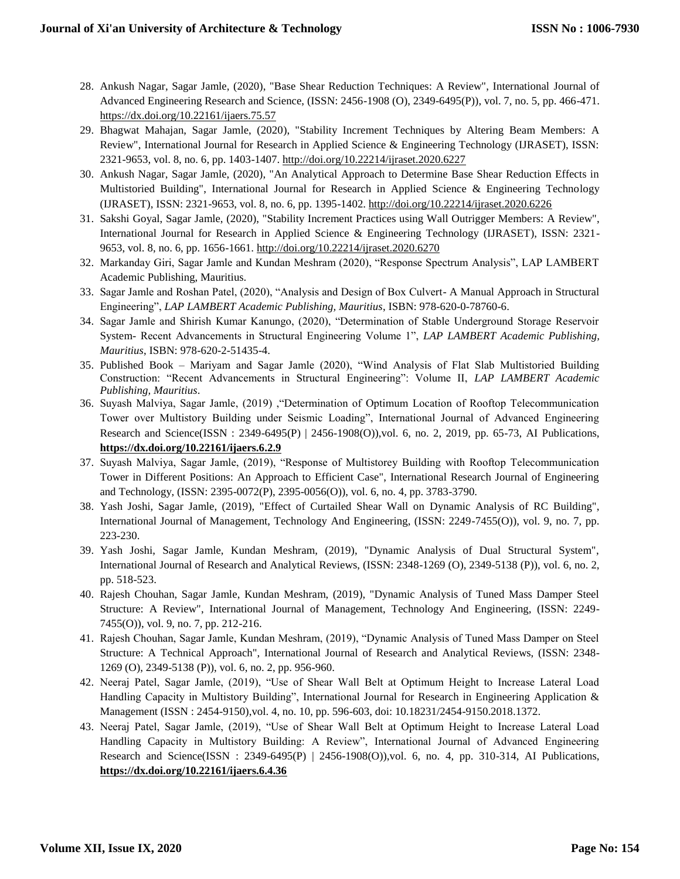28. Ankush Nagar, Sagar Jamle, (2020), "Base Shear Reduction Techniques: A Review", International Journal of Advanced Engineering Research and Science, (ISSN: 2456-1908 (O), 2349-6495(P)), vol. 7, no. 5, pp. 466-471. https://dx.doi.org/10.22161/ijaers.75.57
29. Bhagwat Mahajan, Sagar Jamle, (2020), "Stability Increment Techniques by Altering Beam Members: A Review", International Journal for Research in Applied Science & Engineering Technology (IJRASET), ISSN: 2321-9653, vol. 8, no. 6, pp. 1403-1407. http://doi.org/10.22214/ijraset.2020.6227
30. Ankush Nagar, Sagar Jamle, (2020), "An Analytical Approach to Determine Base Shear Reduction Effects in Multistoried Building", International Journal for Research in Applied Science & Engineering Technology (IJRASET), ISSN: 2321-9653, vol. 8, no. 6, pp. 1395-1402. http://doi.org/10.22214/ijraset.2020.6226
31. Sakshi Goyal, Sagar Jamle, (2020), "Stability Increment Practices using Wall Outrigger Members: A Review", International Journal for Research in Applied Science & Engineering Technology (IJRASET), ISSN: 2321-9653, vol. 8, no. 6, pp. 1656-1661. http://doi.org/10.22214/ijraset.2020.6270
32. Markanday Giri, Sagar Jamle and Kundan Meshram (2020), "Response Spectrum Analysis", LAP LAMBERT Academic Publishing, Mauritius.
33. Sagar Jamle and Roshan Patel, (2020), "Analysis and Design of Box Culvert- A Manual Approach in Structural Engineering", *LAP LAMBERT Academic Publishing, Mauritius*, ISBN: 978-620-0-78760-6.
34. Sagar Jamle and Shirish Kumar Kanungo, (2020), "Determination of Stable Underground Storage Reservoir System- Recent Advancements in Structural Engineering Volume 1", *LAP LAMBERT Academic Publishing, Mauritius*, ISBN: 978-620-2-51435-4.
35. Published Book – Mariyam and Sagar Jamle (2020), "Wind Analysis of Flat Slab Multistoried Building Construction: "Recent Advancements in Structural Engineering": Volume II, *LAP LAMBERT Academic Publishing, Mauritius*.
36. Suyash Malviya, Sagar Jamle, (2019) ,"Determination of Optimum Location of Rooftop Telecommunication Tower over Multistory Building under Seismic Loading", International Journal of Advanced Engineering Research and Science(ISSN : 2349-6495(P) | 2456-1908(O)),vol. 6, no. 2, 2019, pp. 65-73, AI Publications, **https://dx.doi.org/10.22161/ijaers.6.2.9**
37. Suyash Malviya, Sagar Jamle, (2019), "Response of Multistorey Building with Rooftop Telecommunication Tower in Different Positions: An Approach to Efficient Case", International Research Journal of Engineering and Technology, (ISSN: 2395-0072(P), 2395-0056(O)), vol. 6, no. 4, pp. 3783-3790.
38. Yash Joshi, Sagar Jamle, (2019), "Effect of Curtailed Shear Wall on Dynamic Analysis of RC Building", International Journal of Management, Technology And Engineering, (ISSN: 2249-7455(O)), vol. 9, no. 7, pp. 223-230.
39. Yash Joshi, Sagar Jamle, Kundan Meshram, (2019), "Dynamic Analysis of Dual Structural System", International Journal of Research and Analytical Reviews, (ISSN: 2348-1269 (O), 2349-5138 (P)), vol. 6, no. 2, pp. 518-523.
40. Rajesh Chouhan, Sagar Jamle, Kundan Meshram, (2019), "Dynamic Analysis of Tuned Mass Damper Steel Structure: A Review", International Journal of Management, Technology And Engineering, (ISSN: 2249-7455(O)), vol. 9, no. 7, pp. 212-216.
41. Rajesh Chouhan, Sagar Jamle, Kundan Meshram, (2019), "Dynamic Analysis of Tuned Mass Damper on Steel Structure: A Technical Approach", International Journal of Research and Analytical Reviews, (ISSN: 2348-1269 (O), 2349-5138 (P)), vol. 6, no. 2, pp. 956-960.
42. Neeraj Patel, Sagar Jamle, (2019), "Use of Shear Wall Belt at Optimum Height to Increase Lateral Load Handling Capacity in Multistory Building", International Journal for Research in Engineering Application & Management (ISSN : 2454-9150),vol. 4, no. 10, pp. 596-603, doi: 10.18231/2454-9150.2018.1372.
43. Neeraj Patel, Sagar Jamle, (2019), "Use of Shear Wall Belt at Optimum Height to Increase Lateral Load Handling Capacity in Multistory Building: A Review", International Journal of Advanced Engineering Research and Science(ISSN : 2349-6495(P) | 2456-1908(O)),vol. 6, no. 4, pp. 310-314, AI Publications, **https://dx.doi.org/10.22161/ijaers.6.4.36**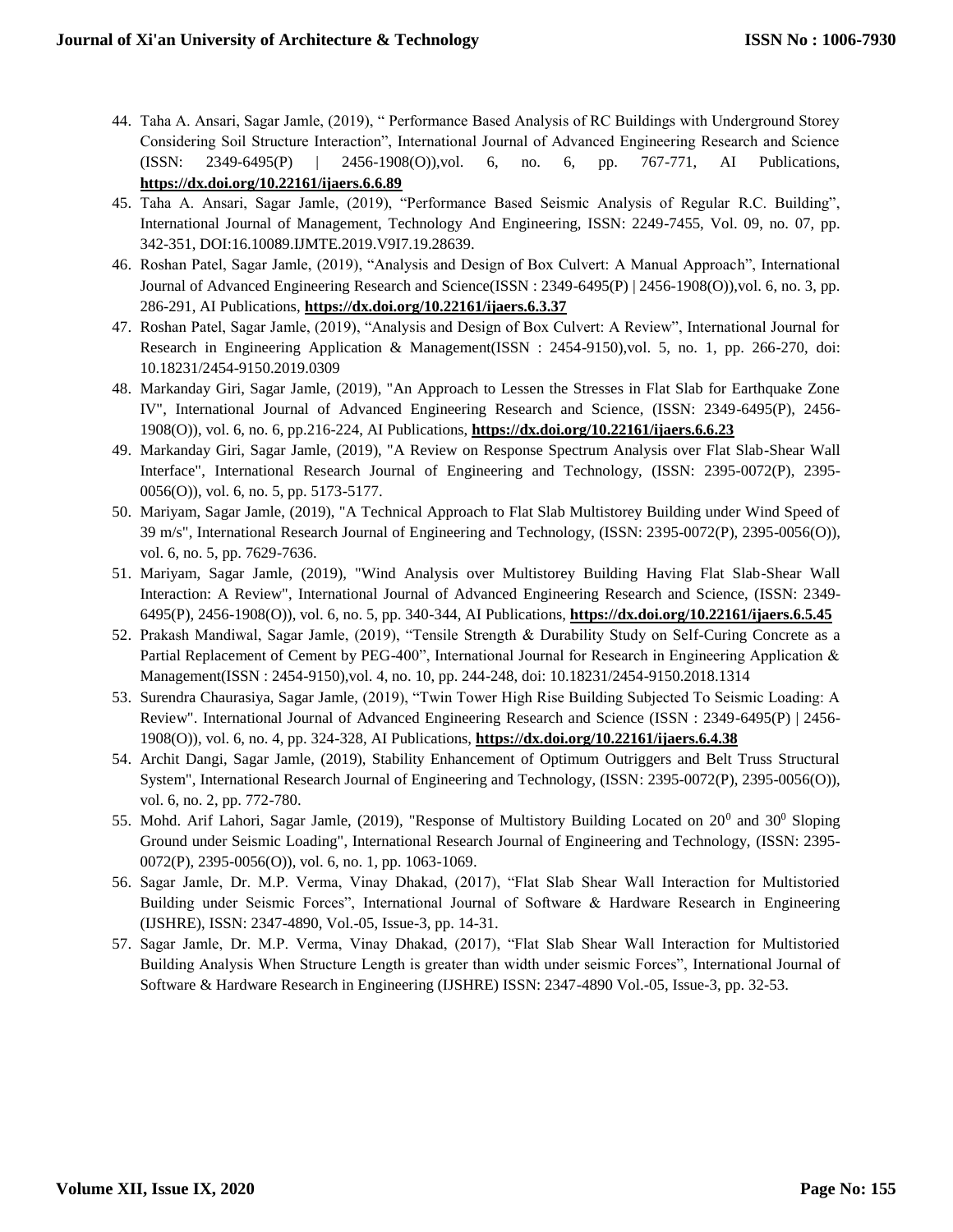44. Taha A. Ansari, Sagar Jamle, (2019), " Performance Based Analysis of RC Buildings with Underground Storey Considering Soil Structure Interaction", International Journal of Advanced Engineering Research and Science (ISSN: 2349-6495(P) | 2456-1908(O)),vol. 6, no. 6, pp. 767-771, AI Publications, **https://dx.doi.org/10.22161/ijaers.6.6.89**
45. Taha A. Ansari, Sagar Jamle, (2019), "Performance Based Seismic Analysis of Regular R.C. Building", International Journal of Management, Technology And Engineering, ISSN: 2249-7455, Vol. 09, no. 07, pp. 342-351, DOI:16.10089.IJMTE.2019.V9I7.19.28639.
46. Roshan Patel, Sagar Jamle, (2019), "Analysis and Design of Box Culvert: A Manual Approach", International Journal of Advanced Engineering Research and Science(ISSN : 2349-6495(P) | 2456-1908(O)),vol. 6, no. 3, pp. 286-291, AI Publications, **https://dx.doi.org/10.22161/ijaers.6.3.37**
47. Roshan Patel, Sagar Jamle, (2019), "Analysis and Design of Box Culvert: A Review", International Journal for Research in Engineering Application & Management(ISSN : 2454-9150),vol. 5, no. 1, pp. 266-270, doi: 10.18231/2454-9150.2019.0309
48. Markanday Giri, Sagar Jamle, (2019), "An Approach to Lessen the Stresses in Flat Slab for Earthquake Zone IV", International Journal of Advanced Engineering Research and Science, (ISSN: 2349-6495(P), 2456-1908(O)), vol. 6, no. 6, pp.216-224, AI Publications, **https://dx.doi.org/10.22161/ijaers.6.6.23**
49. Markanday Giri, Sagar Jamle, (2019), "A Review on Response Spectrum Analysis over Flat Slab-Shear Wall Interface", International Research Journal of Engineering and Technology, (ISSN: 2395-0072(P), 2395-0056(O)), vol. 6, no. 5, pp. 5173-5177.
50. Mariyam, Sagar Jamle, (2019), "A Technical Approach to Flat Slab Multistorey Building under Wind Speed of 39 m/s", International Research Journal of Engineering and Technology, (ISSN: 2395-0072(P), 2395-0056(O)), vol. 6, no. 5, pp. 7629-7636.
51. Mariyam, Sagar Jamle, (2019), "Wind Analysis over Multistorey Building Having Flat Slab-Shear Wall Interaction: A Review", International Journal of Advanced Engineering Research and Science, (ISSN: 2349-6495(P), 2456-1908(O)), vol. 6, no. 5, pp. 340-344, AI Publications, **https://dx.doi.org/10.22161/ijaers.6.5.45**
52. Prakash Mandiwal, Sagar Jamle, (2019), "Tensile Strength & Durability Study on Self-Curing Concrete as a Partial Replacement of Cement by PEG-400", International Journal for Research in Engineering Application & Management(ISSN : 2454-9150),vol. 4, no. 10, pp. 244-248, doi: 10.18231/2454-9150.2018.1314
53. Surendra Chaurasiya, Sagar Jamle, (2019), "Twin Tower High Rise Building Subjected To Seismic Loading: A Review". International Journal of Advanced Engineering Research and Science (ISSN : 2349-6495(P) | 2456-1908(O)), vol. 6, no. 4, pp. 324-328, AI Publications, **https://dx.doi.org/10.22161/ijaers.6.4.38**
54. Archit Dangi, Sagar Jamle, (2019), Stability Enhancement of Optimum Outriggers and Belt Truss Structural System", International Research Journal of Engineering and Technology, (ISSN: 2395-0072(P), 2395-0056(O)), vol. 6, no. 2, pp. 772-780.
55. Mohd. Arif Lahori, Sagar Jamle, (2019), "Response of Multistory Building Located on $20^0$ and $30^0$ Sloping Ground under Seismic Loading", International Research Journal of Engineering and Technology, (ISSN: 2395-0072(P), 2395-0056(O)), vol. 6, no. 1, pp. 1063-1069.
56. Sagar Jamle, Dr. M.P. Verma, Vinay Dhakad, (2017), "Flat Slab Shear Wall Interaction for Multistoried Building under Seismic Forces", International Journal of Software & Hardware Research in Engineering (IJSHRE), ISSN: 2347-4890, Vol.-05, Issue-3, pp. 14-31.
57. Sagar Jamle, Dr. M.P. Verma, Vinay Dhakad, (2017), "Flat Slab Shear Wall Interaction for Multistoried Building Analysis When Structure Length is greater than width under seismic Forces", International Journal of Software & Hardware Research in Engineering (IJSHRE) ISSN: 2347-4890 Vol.-05, Issue-3, pp. 32-53.